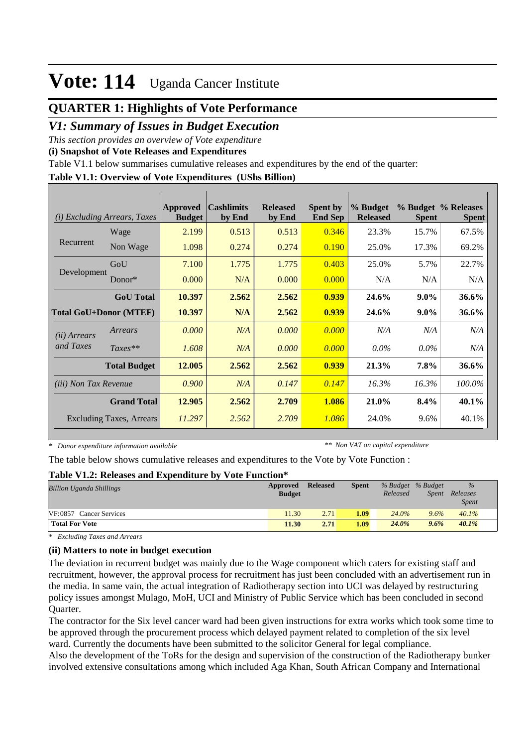# Vote: 114 Uganda Cancer Institute

## QUARTER 1: Highlights of Vote Performance

### *V1: Summary of Issues in Budget Execution*

*This section provides an overview of Vote expenditure*

**(i) Snapshot of Vote Releases and Expenditures**

Table V1.1 below summarises cumulative releases and expenditures by the end of the quarter:

**Table V1.1: Overview of Vote Expenditures (UShs Billion)**

| *(i) Excluding Arrears, Taxes* | | Approved Budget | Cashlimits by End | Released by End | Spent by End Sep | % Budget Released | % Budget Spent | % Releases Spent |
|---|---|---|---|---|---|---|---|---|
| Recurrent | Wage | 2.199 | 0.513 | 0.513 | 0.346 | 23.3% | 15.7% | 67.5% |
| | Non Wage | 1.098 | 0.274 | 0.274 | 0.190 | 25.0% | 17.3% | 69.2% |
| Development | GoU | 7.100 | 1.775 | 1.775 | 0.403 | 25.0% | 5.7% | 22.7% |
| | Donor* | 0.000 | N/A | 0.000 | 0.000 | N/A | N/A | N/A |
| | **GoU Total** | **10.397** | **2.562** | **2.562** | **0.939** | **24.6%** | **9.0%** | **36.6%** |
| **Total GoU+Donor (MTEF)** | | **10.397** | **N/A** | **2.562** | **0.939** | **24.6%** | **9.0%** | **36.6%** |
| *(ii) Arrears and Taxes* | *Arrears* | *0.000* | *N/A* | *0.000* | *0.000* | *N/A* | *N/A* | *N/A* |
| | *Taxes*** | *1.608* | *N/A* | *0.000* | *0.000* | *0.0%* | *0.0%* | *N/A* |
| | **Total Budget** | **12.005** | **2.562** | **2.562** | **0.939** | **21.3%** | **7.8%** | **36.6%** |
| *(iii) Non Tax Revenue* | | *0.900* | *N/A* | *0.147* | *0.147* | *16.3%* | *16.3%* | *100.0%* |
| | **Grand Total** | **12.905** | **2.562** | **2.709** | **1.086** | **21.0%** | **8.4%** | **40.1%** |
| | Excluding Taxes, Arrears | *11.297* | *2.562* | *2.709* | *1.086* | 24.0% | 9.6% | 40.1% |

*\* Donor expenditure information available* &nbsp;&nbsp;&nbsp;&nbsp; *\*\* Non VAT on capital expenditure*

The table below shows cumulative releases and expenditures to the Vote by Vote Function :

**Table V1.2: Releases and Expenditure by Vote Function***

| *Billion Uganda Shillings* | Approved Budget | Released | Spent | *% Budget Released* | *% Budget Spent* | *% Releases Spent* |
|---|---|---|---|---|---|---|
| VF:0857 Cancer Services | 11.30 | 2.71 | **1.09** | *24.0%* | *9.6%* | *40.1%* |
| **Total For Vote** | **11.30** | **2.71** | **1.09** | ***24.0%*** | ***9.6%*** | ***40.1%*** |

*\* Excluding Taxes and Arrears*

**(ii) Matters to note in budget execution**

The deviation in recurrent budget was mainly due to the Wage component which caters for existing staff and recruitment, however, the approval process for recruitment has just been concluded with an advertisement run in the media. In same vain, the actual integration of Radiotherapy section into UCI was delayed by restructuring policy issues amongst Mulago, MoH, UCI and Ministry of Public Service which has been concluded in second Quarter.

The contractor for the Six level cancer ward had been given instructions for extra works which took some time to be approved through the procurement process which delayed payment related to completion of the six level ward. Currently the documents have been submitted to the solicitor General for legal compliance.

Also the development of the ToRs for the design and supervision of the construction of the Radiotherapy bunker involved extensive consultations among which included Aga Khan, South African Company and International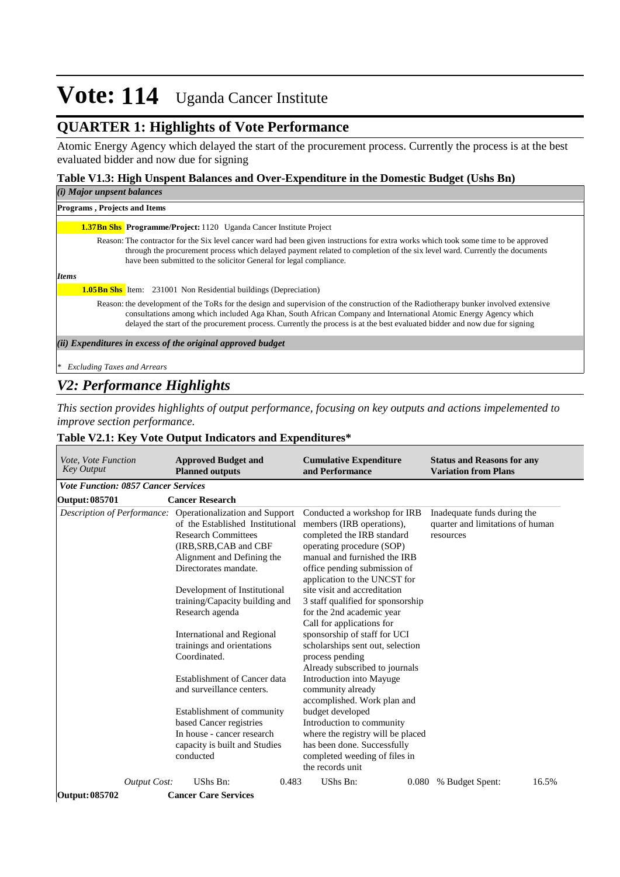# Vote: 114 Uganda Cancer Institute

## QUARTER 1: Highlights of Vote Performance

Atomic Energy Agency which delayed the start of the procurement process. Currently the process is at the best evaluated bidder and now due for signing

### Table V1.3: High Unspent Balances and Over-Expenditure in the Domestic Budget (Ushs Bn)

*(i) Major unpsent balances*

**Programs , Projects and Items**

**1.37Bn Shs** **Programme/Project:** 1120 Uganda Cancer Institute Project

Reason: The contractor for the Six level cancer ward had been given instructions for extra works which took some time to be approved through the procurement process which delayed payment related to completion of the six level ward. Currently the documents have been submitted to the solicitor General for legal compliance.

*Items*

**1.05Bn Shs** Item: 231001 Non Residential buildings (Depreciation)

Reason: the development of the ToRs for the design and supervision of the construction of the Radiotherapy bunker involved extensive consultations among which included Aga Khan, South African Company and International Atomic Energy Agency which delayed the start of the procurement process. Currently the process is at the best evaluated bidder and now due for signing

*(ii) Expenditures in excess of the original approved budget*

*\* Excluding Taxes and Arrears*

## *V2: Performance Highlights*

*This section provides highlights of output performance, focusing on key outputs and actions impelemented to improve section performance.*

### Table V2.1: Key Vote Output Indicators and Expenditures*

| *Vote, Vote Function Key Output* | **Approved Budget and Planned outputs** | **Cumulative Expenditure and Performance** | **Status and Reasons for any Variation from Plans** |
|---|---|---|---|
| ***Vote Function: 0857 Cancer Services*** | | | |
| **Output: 085701** | **Cancer Research** | | |
| *Description of Performance:* | Operationalization and Support of the Established Institutional Research Committees (IRB,SRB,CAB and CBF Alignment and Defining the Directorates mandate.<br><br>Development of Institutional training/Capacity building and Research agenda<br><br>International and Regional trainings and orientations Coordinated.<br><br>Establishment of Cancer data and surveillance centers.<br><br>Establishment of community based Cancer registries<br>In house - cancer research capacity is built and Studies conducted | Conducted a workshop for IRB members (IRB operations), completed the IRB standard operating procedure (SOP) manual and furnished the IRB office pending submission of application to the UNCST for site visit and accreditation<br>3 staff qualified for sponsorship for the 2nd academic year<br>Call for applications for sponsorship of staff for UCI scholarships sent out, selection process pending<br>Already subscribed to journals<br>Introduction into Mayuge community already accomplished. Work plan and budget developed<br>Introduction to community where the registry will be placed has been done. Successfully completed weeding of files in the records unit | Inadequate funds during the quarter and limitations of human resources |
| *Output Cost:* | UShs Bn: 0.483 | UShs Bn: 0.080 | % Budget Spent: 16.5% |
| **Output: 085702** | **Cancer Care Services** | | |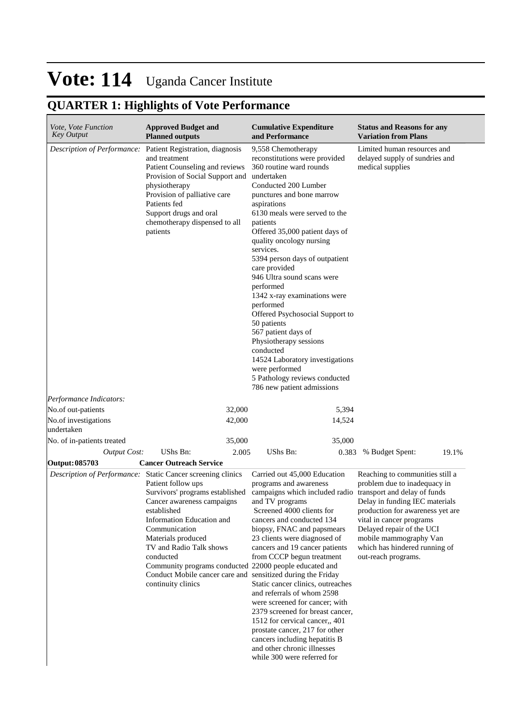# Vote: 114 Uganda Cancer Institute

## QUARTER 1: Highlights of Vote Performance

| *Vote, Vote Function Key Output* | **Approved Budget and Planned outputs** | | **Cumulative Expenditure and Performance** | | **Status and Reasons for any Variation from Plans** | |
|---|---|---|---|---|---|---|
| *Description of Performance:* | Patient Registration, diagnosis and treatment<br>Patient Counseling and reviews<br>Provision of Social Support and physiotherapy<br>Provision of palliative care<br>Patients fed<br>Support drugs and oral chemotherapy dispensed to all patients | | 9,558 Chemotherapy reconstitutions were provided<br>360 routine ward rounds undertaken<br>Conducted 200 Lumber punctures and bone marrow aspirations<br>6130 meals were served to the patients<br>Offered 35,000 patient days of quality oncology nursing services.<br>5394 person days of outpatient care provided<br>946 Ultra sound scans were performed<br>1342 x-ray examinations were performed<br>Offered Psychosocial Support to 50 patients<br>567 patient days of Physiotherapy sessions conducted<br>14524 Laboratory investigations were performed<br>5 Pathology reviews conducted<br>786 new patient admissions | | Limited human resources and delayed supply of sundries and medical supplies | |
| *Performance Indicators:* | | | | | | |
| No.of out-patients | | 32,000 | | 5,394 | | |
| No.of investigations undertaken | | 42,000 | | 14,524 | | |
| No. of in-patients treated | | 35,000 | | 35,000 | | |
| *Output Cost:* | UShs Bn: | 2.005 | UShs Bn: | 0.383 | % Budget Spent: | 19.1% |
| **Output: 085703** | **Cancer Outreach Service** | | | | | |
| *Description of Performance:* | Static Cancer screening clinics<br>Patient follow ups<br>Survivors' programs established<br>Cancer awareness campaigns established<br>Information Education and Communication<br>Materials produced<br>TV and Radio Talk shows conducted<br>Community programs conducted<br>Conduct Mobile cancer care and continuity clinics | | Carried out 45,000 Education programs and awareness campaigns which included radio and TV programs<br>Screened 4000 clients for cancers and conducted 134 biopsy, FNAC and papsmears<br>23 clients were diagnosed of cancers and 19 cancer patients from CCCP begun treatment<br>22000 people educated and sensitized during the Friday Static cancer clinics, outreaches and referrals of whom 2598 were screened for cancer; with 2379 screened for breast cancer, 1512 for cervical cancer,, 401 prostate cancer, 217 for other cancers including hepatitis B and other chronic illnesses while 300 were referred for | | Reaching to communities still a problem due to inadequacy in transport and delay of funds<br>Delay in funding IEC materials production for awareness yet are vital in cancer programs<br>Delayed repair of the UCI mobile mammography Van which has hindered running of out-reach programs. | |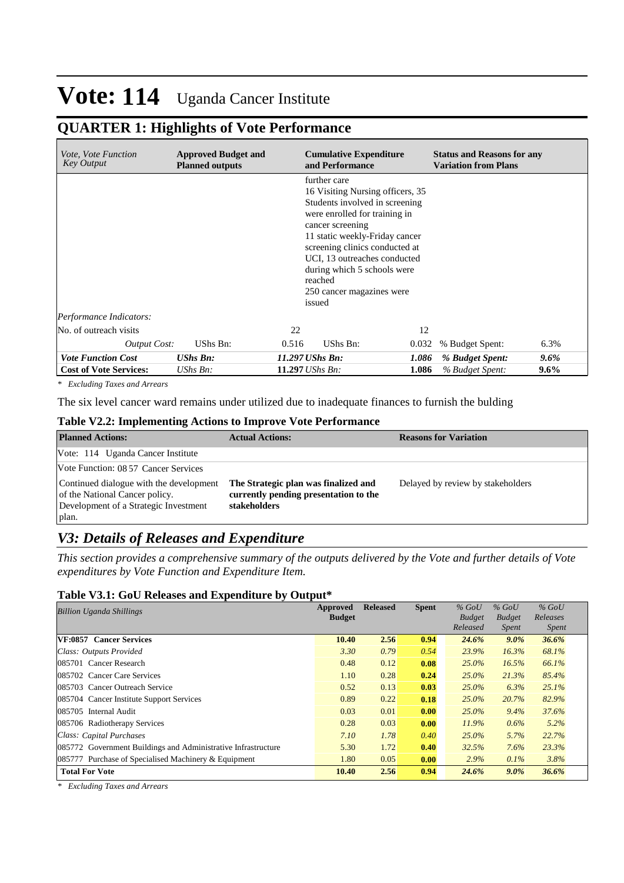# Vote: 114 Uganda Cancer Institute

## QUARTER 1: Highlights of Vote Performance

| *Vote, Vote Function Key Output* | **Approved Budget and Planned outputs** | | **Cumulative Expenditure and Performance** | | **Status and Reasons for any Variation from Plans** | |
|---|---|---|---|---|---|---|
| | | | further care<br>16 Visiting Nursing officers, 35 Students involved in screening were enrolled for training in cancer screening<br>11 static weekly-Friday cancer screening clinics conducted at UCI, 13 outreaches conducted during which 5 schools were reached<br>250 cancer magazines were issued | | | |
| *Performance Indicators:* | | | | | | |
| No. of outreach visits | | 22 | | 12 | | |
| *Output Cost:* | UShs Bn: | 0.516 | UShs Bn: | 0.032 | % Budget Spent: | 6.3% |
| ***Vote Function Cost*** | ***UShs Bn:*** | ***11.297*** | ***UShs Bn:*** | ***1.086*** | ***% Budget Spent:*** | ***9.6%*** |
| **Cost of Vote Services:** | *UShs Bn:* | **11.297** | *UShs Bn:* | **1.086** | *% Budget Spent:* | **9.6%** |

*\* Excluding Taxes and Arrears*

The six level cancer ward remains under utilized due to inadequate finances to furnish the bulding

### Table V2.2: Implementing Actions to Improve Vote Performance

| **Planned Actions:** | **Actual Actions:** | **Reasons for Variation** |
|---|---|---|
| Vote: 114 Uganda Cancer Institute | | |
| Vote Function: 08 57 Cancer Services | | |
| Continued dialogue with the development of the National Cancer policy. Development of a Strategic Investment plan. | **The Strategic plan was finalized and currently pending presentation to the stakeholders** | Delayed by review by stakeholders |

## *V3: Details of Releases and Expenditure*

*This section provides a comprehensive summary of the outputs delivered by the Vote and further details of Vote expenditures by Vote Function and Expenditure Item.*

### Table V3.1: GoU Releases and Expenditure by Output*

| *Billion Uganda Shillings* | **Approved Budget** | **Released** | **Spent** | *% GoU Budget Released* | *% GoU Budget Spent* | *% GoU Releases Spent* |
|---|---|---|---|---|---|---|
| **VF:0857 Cancer Services** | **10.40** | **2.56** | **0.94** | ***24.6%*** | ***9.0%*** | ***36.6%*** |
| *Class: Outputs Provided* | *3.30* | *0.79* | *0.54* | *23.9%* | *16.3%* | *68.1%* |
| 085701 Cancer Research | 0.48 | 0.12 | **0.08** | *25.0%* | *16.5%* | *66.1%* |
| 085702 Cancer Care Services | 1.10 | 0.28 | **0.24** | *25.0%* | *21.3%* | *85.4%* |
| 085703 Cancer Outreach Service | 0.52 | 0.13 | **0.03** | *25.0%* | *6.3%* | *25.1%* |
| 085704 Cancer Institute Support Services | 0.89 | 0.22 | **0.18** | *25.0%* | *20.7%* | *82.9%* |
| 085705 Internal Audit | 0.03 | 0.01 | **0.00** | *25.0%* | *9.4%* | *37.6%* |
| 085706 Radiotherapy Services | 0.28 | 0.03 | **0.00** | *11.9%* | *0.6%* | *5.2%* |
| *Class: Capital Purchases* | *7.10* | *1.78* | *0.40* | *25.0%* | *5.7%* | *22.7%* |
| 085772 Government Buildings and Administrative Infrastructure | 5.30 | 1.72 | **0.40** | *32.5%* | *7.6%* | *23.3%* |
| 085777 Purchase of Specialised Machinery & Equipment | 1.80 | 0.05 | **0.00** | *2.9%* | *0.1%* | *3.8%* |
| **Total For Vote** | **10.40** | **2.56** | **0.94** | ***24.6%*** | ***9.0%*** | ***36.6%*** |

*\* Excluding Taxes and Arrears*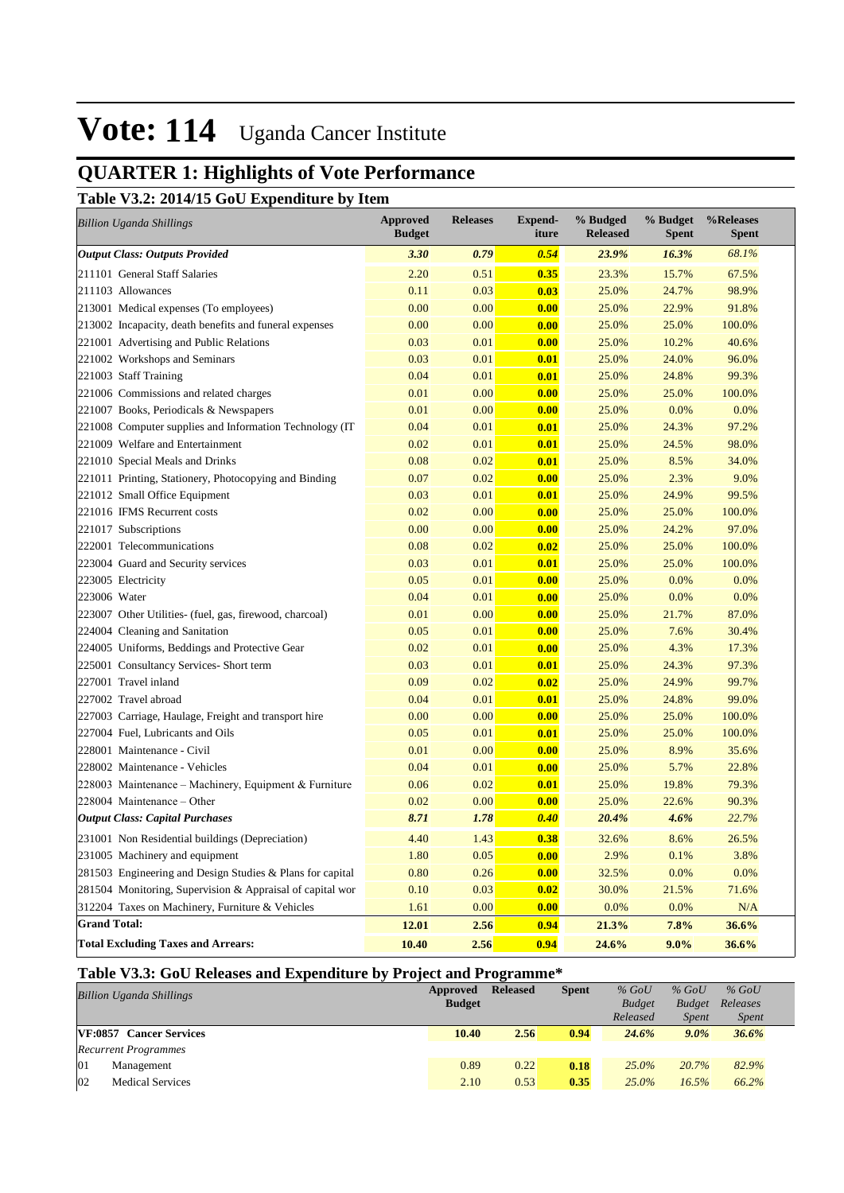# Vote: 114 Uganda Cancer Institute

## QUARTER 1: Highlights of Vote Performance

### Table V3.2: 2014/15 GoU Expenditure by Item

| *Billion Uganda Shillings* | Approved Budget | Releases | Expend-iture | % Budged Released | % Budget Spent | %Releases Spent |
|---|---|---|---|---|---|---|
| ***Output Class: Outputs Provided*** | ***3.30*** | ***0.79*** | ***0.54*** | ***23.9%*** | ***16.3%*** | *68.1%* |
| 211101 General Staff Salaries | 2.20 | 0.51 | **0.35** | 23.3% | 15.7% | 67.5% |
| 211103 Allowances | 0.11 | 0.03 | **0.03** | 25.0% | 24.7% | 98.9% |
| 213001 Medical expenses (To employees) | 0.00 | 0.00 | **0.00** | 25.0% | 22.9% | 91.8% |
| 213002 Incapacity, death benefits and funeral expenses | 0.00 | 0.00 | **0.00** | 25.0% | 25.0% | 100.0% |
| 221001 Advertising and Public Relations | 0.03 | 0.01 | **0.00** | 25.0% | 10.2% | 40.6% |
| 221002 Workshops and Seminars | 0.03 | 0.01 | **0.01** | 25.0% | 24.0% | 96.0% |
| 221003 Staff Training | 0.04 | 0.01 | **0.01** | 25.0% | 24.8% | 99.3% |
| 221006 Commissions and related charges | 0.01 | 0.00 | **0.00** | 25.0% | 25.0% | 100.0% |
| 221007 Books, Periodicals & Newspapers | 0.01 | 0.00 | **0.00** | 25.0% | 0.0% | 0.0% |
| 221008 Computer supplies and Information Technology (IT | 0.04 | 0.01 | **0.01** | 25.0% | 24.3% | 97.2% |
| 221009 Welfare and Entertainment | 0.02 | 0.01 | **0.01** | 25.0% | 24.5% | 98.0% |
| 221010 Special Meals and Drinks | 0.08 | 0.02 | **0.01** | 25.0% | 8.5% | 34.0% |
| 221011 Printing, Stationery, Photocopying and Binding | 0.07 | 0.02 | **0.00** | 25.0% | 2.3% | 9.0% |
| 221012 Small Office Equipment | 0.03 | 0.01 | **0.01** | 25.0% | 24.9% | 99.5% |
| 221016 IFMS Recurrent costs | 0.02 | 0.00 | **0.00** | 25.0% | 25.0% | 100.0% |
| 221017 Subscriptions | 0.00 | 0.00 | **0.00** | 25.0% | 24.2% | 97.0% |
| 222001 Telecommunications | 0.08 | 0.02 | **0.02** | 25.0% | 25.0% | 100.0% |
| 223004 Guard and Security services | 0.03 | 0.01 | **0.01** | 25.0% | 25.0% | 100.0% |
| 223005 Electricity | 0.05 | 0.01 | **0.00** | 25.0% | 0.0% | 0.0% |
| 223006 Water | 0.04 | 0.01 | **0.00** | 25.0% | 0.0% | 0.0% |
| 223007 Other Utilities- (fuel, gas, firewood, charcoal) | 0.01 | 0.00 | **0.00** | 25.0% | 21.7% | 87.0% |
| 224004 Cleaning and Sanitation | 0.05 | 0.01 | **0.00** | 25.0% | 7.6% | 30.4% |
| 224005 Uniforms, Beddings and Protective Gear | 0.02 | 0.01 | **0.00** | 25.0% | 4.3% | 17.3% |
| 225001 Consultancy Services- Short term | 0.03 | 0.01 | **0.01** | 25.0% | 24.3% | 97.3% |
| 227001 Travel inland | 0.09 | 0.02 | **0.02** | 25.0% | 24.9% | 99.7% |
| 227002 Travel abroad | 0.04 | 0.01 | **0.01** | 25.0% | 24.8% | 99.0% |
| 227003 Carriage, Haulage, Freight and transport hire | 0.00 | 0.00 | **0.00** | 25.0% | 25.0% | 100.0% |
| 227004 Fuel, Lubricants and Oils | 0.05 | 0.01 | **0.01** | 25.0% | 25.0% | 100.0% |
| 228001 Maintenance - Civil | 0.01 | 0.00 | **0.00** | 25.0% | 8.9% | 35.6% |
| 228002 Maintenance - Vehicles | 0.04 | 0.01 | **0.00** | 25.0% | 5.7% | 22.8% |
| 228003 Maintenance – Machinery, Equipment & Furniture | 0.06 | 0.02 | **0.01** | 25.0% | 19.8% | 79.3% |
| 228004 Maintenance – Other | 0.02 | 0.00 | **0.00** | 25.0% | 22.6% | 90.3% |
| ***Output Class: Capital Purchases*** | ***8.71*** | ***1.78*** | ***0.40*** | ***20.4%*** | ***4.6%*** | *22.7%* |
| 231001 Non Residential buildings (Depreciation) | 4.40 | 1.43 | **0.38** | 32.6% | 8.6% | 26.5% |
| 231005 Machinery and equipment | 1.80 | 0.05 | **0.00** | 2.9% | 0.1% | 3.8% |
| 281503 Engineering and Design Studies & Plans for capital | 0.80 | 0.26 | **0.00** | 32.5% | 0.0% | 0.0% |
| 281504 Monitoring, Supervision & Appraisal of capital wor | 0.10 | 0.03 | **0.02** | 30.0% | 21.5% | 71.6% |
| 312204 Taxes on Machinery, Furniture & Vehicles | 1.61 | 0.00 | **0.00** | 0.0% | 0.0% | N/A |
| **Grand Total:** | **12.01** | **2.56** | **0.94** | **21.3%** | **7.8%** | **36.6%** |
| **Total Excluding Taxes and Arrears:** | **10.40** | **2.56** | **0.94** | **24.6%** | **9.0%** | **36.6%** |

### Table V3.3: GoU Releases and Expenditure by Project and Programme*

| *Billion Uganda Shillings* | Approved Budget | Released | Spent | *% GoU Budget Released* | *% GoU Budget Spent* | *% GoU Releases Spent* |
|---|---|---|---|---|---|---|
| **VF:0857 Cancer Services** | **10.40** | **2.56** | **0.94** | ***24.6%*** | ***9.0%*** | ***36.6%*** |
| *Recurrent Programmes* | | | | | | |
| 01 Management | 0.89 | 0.22 | **0.18** | *25.0%* | *20.7%* | *82.9%* |
| 02 Medical Services | 2.10 | 0.53 | **0.35** | *25.0%* | *16.5%* | *66.2%* |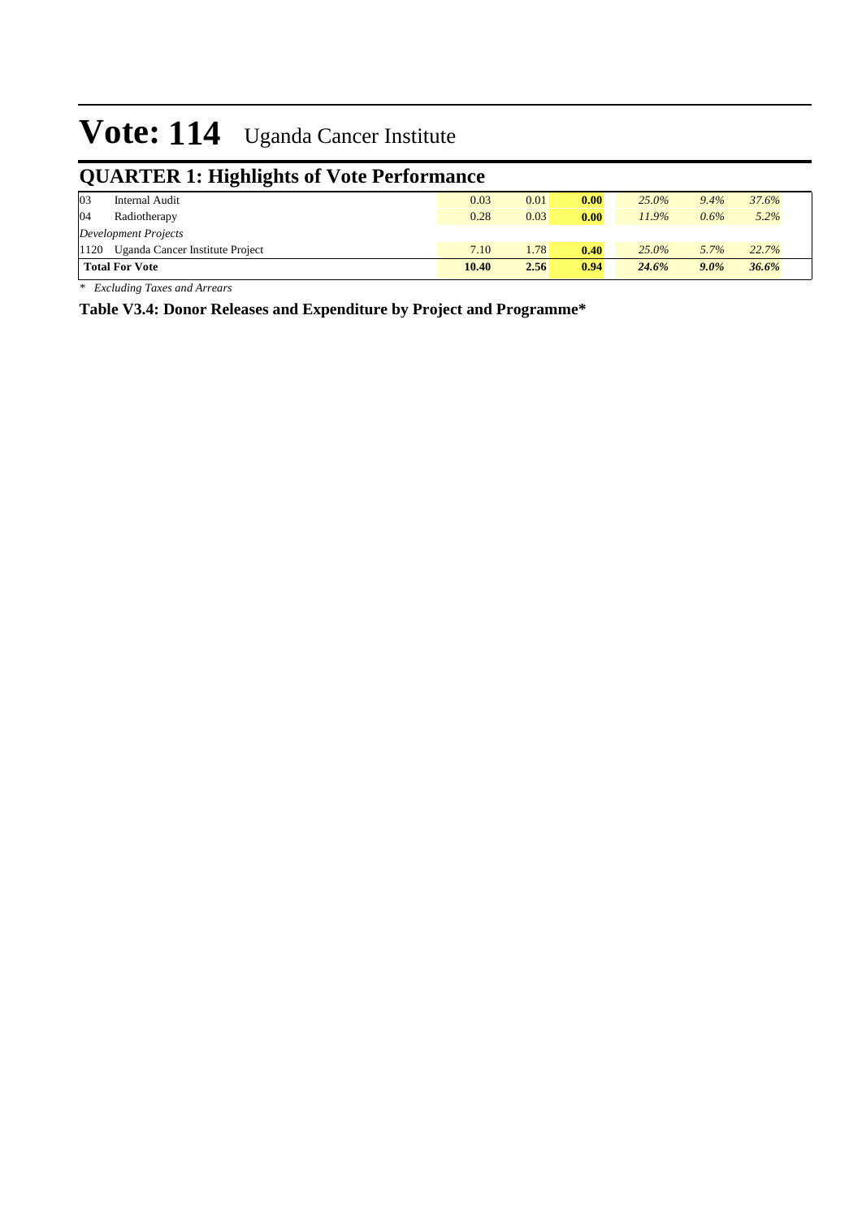# Vote: 114 Uganda Cancer Institute

## QUARTER 1: Highlights of Vote Performance

| | | | | | | | |
|---|---|---|---|---|---|---|---|
| 03 | Internal Audit | 0.03 | 0.01 | **0.00** | *25.0%* | *9.4%* | *37.6%* |
| 04 | Radiotherapy | 0.28 | 0.03 | **0.00** | *11.9%* | *0.6%* | *5.2%* |
| *Development Projects* | | | | | | | |
| 1120 | Uganda Cancer Institute Project | 7.10 | 1.78 | **0.40** | *25.0%* | *5.7%* | *22.7%* |
| **Total For Vote** | | **10.40** | **2.56** | **0.94** | ***24.6%*** | ***9.0%*** | ***36.6%*** |

*\* Excluding Taxes and Arrears*

**Table V3.4: Donor Releases and Expenditure by Project and Programme***